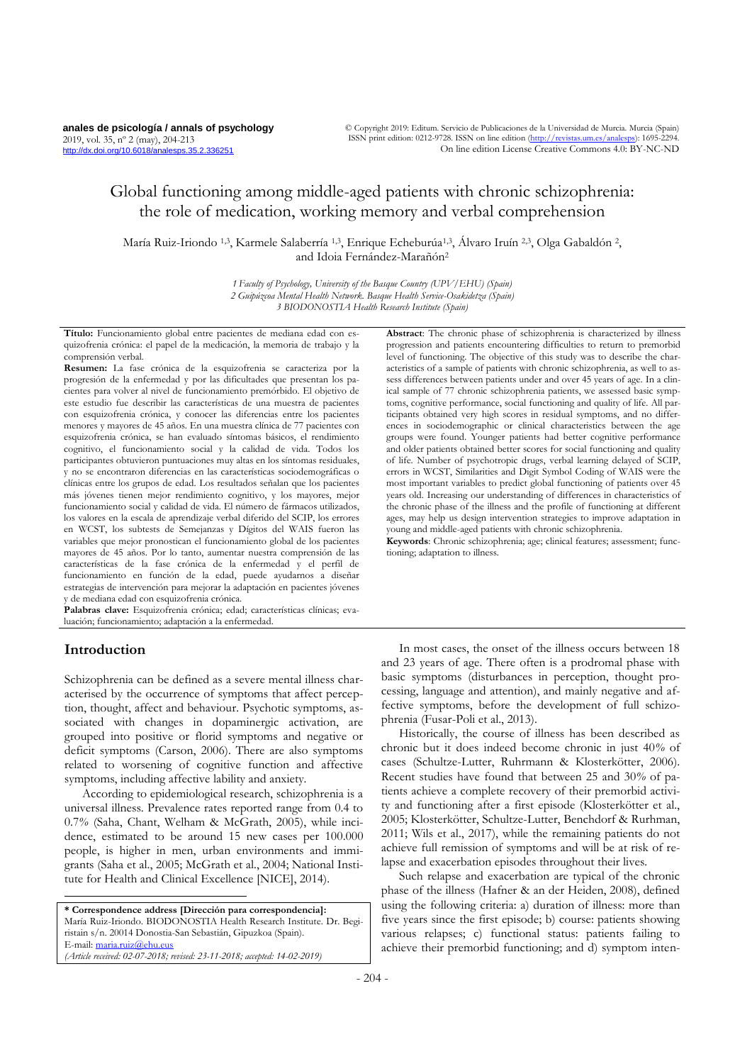# Global functioning among middle-aged patients with chronic schizophrenia: the role of medication, working memory and verbal comprehension

María Ruiz-Iriondo [1,3], Karmele Salaberría [1,3], Enrique Echeburúa[1,3], Álvaro Iruín [2,3], Olga Gabaldón [2], and Idoia Fernández-Marañón[2]

*1 Faculty of Psychology, University of the Basque Country (UPV/EHU) (Spain)*
*2 Guipúzcoa Mental Health Network. Basque Health Service-Osakidetza (Spain)*
*3 BIODONOSTIA Health Research Institute (Spain)*

**Título:** Funcionamiento global entre pacientes de mediana edad con esquizofrenia crónica: el papel de la medicación, la memoria de trabajo y la comprensión verbal.

**Resumen:** La fase crónica de la esquizofrenia se caracteriza por la progresión de la enfermedad y por las dificultades que presentan los pacientes para volver al nivel de funcionamiento premórbido. El objetivo de este estudio fue describir las características de una muestra de pacientes con esquizofrenia crónica, y conocer las diferencias entre los pacientes menores y mayores de 45 años. En una muestra clínica de 77 pacientes con esquizofrenia crónica, se han evaluado síntomas básicos, el rendimiento cognitivo, el funcionamiento social y la calidad de vida. Todos los participantes obtuvieron puntuaciones muy altas en los síntomas residuales, y no se encontraron diferencias en las características sociodemográficas o clínicas entre los grupos de edad. Los resultados señalan que los pacientes más jóvenes tienen mejor rendimiento cognitivo, y los mayores, mejor funcionamiento social y calidad de vida. El número de fármacos utilizados, los valores en la escala de aprendizaje verbal diferido del SCIP, los errores en WCST, los subtests de Semejanzas y Dígitos del WAIS fueron las variables que mejor pronostican el funcionamiento global de los pacientes mayores de 45 años. Por lo tanto, aumentar nuestra comprensión de las características de la fase crónica de la enfermedad y el perfil de funcionamiento en función de la edad, puede ayudarnos a diseñar estrategias de intervención para mejorar la adaptación en pacientes jóvenes y de mediana edad con esquizofrenia crónica.

**Palabras clave:** Esquizofrenia crónica; edad; características clínicas; evaluación; funcionamiento; adaptación a la enfermedad.

**Abstract**: The chronic phase of schizophrenia is characterized by illness progression and patients encountering difficulties to return to premorbid level of functioning. The objective of this study was to describe the characteristics of a sample of patients with chronic schizophrenia, as well to assess differences between patients under and over 45 years of age. In a clinical sample of 77 chronic schizophrenia patients, we assessed basic symptoms, cognitive performance, social functioning and quality of life. All participants obtained very high scores in residual symptoms, and no differences in sociodemographic or clinical characteristics between the age groups were found. Younger patients had better cognitive performance and older patients obtained better scores for social functioning and quality of life. Number of psychotropic drugs, verbal learning delayed of SCIP, errors in WCST, Similarities and Digit Symbol Coding of WAIS were the most important variables to predict global functioning of patients over 45 years old. Increasing our understanding of differences in characteristics of the chronic phase of the illness and the profile of functioning at different ages, may help us design intervention strategies to improve adaptation in young and middle-aged patients with chronic schizophrenia.

**Keywords**: Chronic schizophrenia; age; clinical features; assessment; functioning; adaptation to illness.

## Introduction

Schizophrenia can be defined as a severe mental illness characterised by the occurrence of symptoms that affect perception, thought, affect and behaviour. Psychotic symptoms, associated with changes in dopaminergic activation, are grouped into positive or florid symptoms and negative or deficit symptoms (Carson, 2006). There are also symptoms related to worsening of cognitive function and affective symptoms, including affective lability and anxiety.

According to epidemiological research, schizophrenia is a universal illness. Prevalence rates reported range from 0.4 to 0.7% (Saha, Chant, Welham & McGrath, 2005), while incidence, estimated to be around 15 new cases per 100.000 people, is higher in men, urban environments and immigrants (Saha et al., 2005; McGrath et al., 2004; National Institute for Health and Clinical Excellence [NICE], 2014).

In most cases, the onset of the illness occurs between 18 and 23 years of age. There often is a prodromal phase with basic symptoms (disturbances in perception, thought processing, language and attention), and mainly negative and affective symptoms, before the development of full schizophrenia (Fusar-Poli et al., 2013).

Historically, the course of illness has been described as chronic but it does indeed become chronic in just 40% of cases (Schultze-Lutter, Ruhrmann & Klosterkötter, 2006). Recent studies have found that between 25 and 30% of patients achieve a complete recovery of their premorbid activity and functioning after a first episode (Klosterkötter et al., 2005; Klosterkötter, Schultze-Lutter, Benchdorf & Ruhrman, 2011; Wils et al., 2017), while the remaining patients do not achieve full remission of symptoms and will be at risk of relapse and exacerbation episodes throughout their lives.

Such relapse and exacerbation are typical of the chronic phase of the illness (Hafner & an der Heiden, 2008), defined using the following criteria: a) duration of illness: more than five years since the first episode; b) course: patients showing various relapses; c) functional status: patients failing to achieve their premorbid functioning; and d) symptom inten-

**\* Correspondence address [Dirección para correspondencia]:**
María Ruiz-Iriondo. BIODONOSTIA Health Research Institute. Dr. Begiristain s/n. 20014 Donostia-San Sebastián, Gipuzkoa (Spain).
E-mail: maria.ruiz@ehu.eus
*(Article received: 02-07-2018; revised: 23-11-2018; accepted: 14-02-2019)*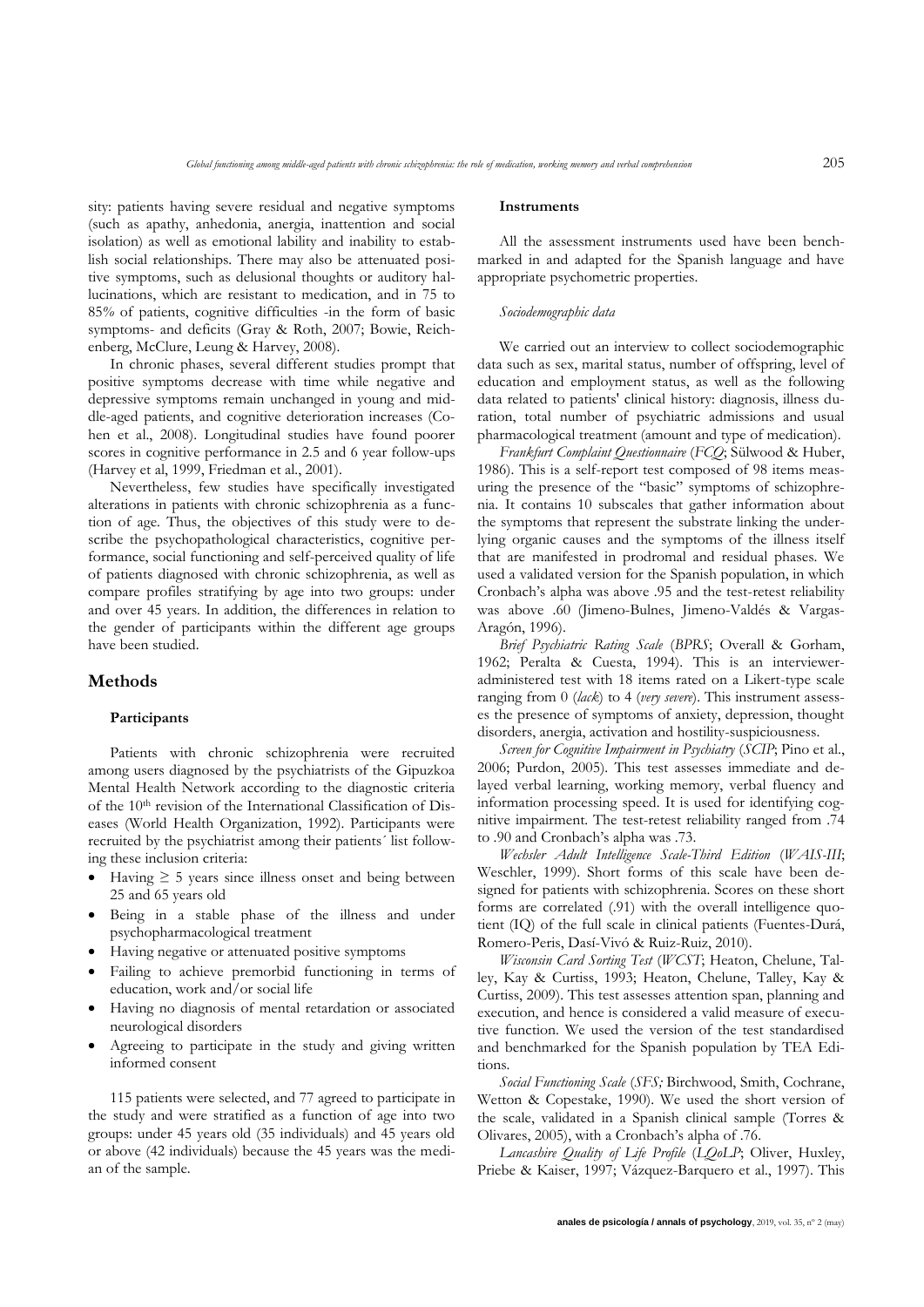sity: patients having severe residual and negative symptoms (such as apathy, anhedonia, anergia, inattention and social isolation) as well as emotional lability and inability to establish social relationships. There may also be attenuated positive symptoms, such as delusional thoughts or auditory hallucinations, which are resistant to medication, and in 75 to 85% of patients, cognitive difficulties -in the form of basic symptoms- and deficits (Gray & Roth, 2007; Bowie, Reichenberg, McClure, Leung & Harvey, 2008).

In chronic phases, several different studies prompt that positive symptoms decrease with time while negative and depressive symptoms remain unchanged in young and middle-aged patients, and cognitive deterioration increases (Cohen et al., 2008). Longitudinal studies have found poorer scores in cognitive performance in 2.5 and 6 year follow-ups (Harvey et al, 1999, Friedman et al., 2001).

Nevertheless, few studies have specifically investigated alterations in patients with chronic schizophrenia as a function of age. Thus, the objectives of this study were to describe the psychopathological characteristics, cognitive performance, social functioning and self-perceived quality of life of patients diagnosed with chronic schizophrenia, as well as compare profiles stratifying by age into two groups: under and over 45 years. In addition, the differences in relation to the gender of participants within the different age groups have been studied.

## Methods

### Participants

Patients with chronic schizophrenia were recruited among users diagnosed by the psychiatrists of the Gipuzkoa Mental Health Network according to the diagnostic criteria of the 10th revision of the International Classification of Diseases (World Health Organization, 1992). Participants were recruited by the psychiatrist among their patients´ list following these inclusion criteria:

- Having ≥ 5 years since illness onset and being between 25 and 65 years old
- Being in a stable phase of the illness and under psychopharmacological treatment
- Having negative or attenuated positive symptoms
- Failing to achieve premorbid functioning in terms of education, work and/or social life
- Having no diagnosis of mental retardation or associated neurological disorders
- Agreeing to participate in the study and giving written informed consent

115 patients were selected, and 77 agreed to participate in the study and were stratified as a function of age into two groups: under 45 years old (35 individuals) and 45 years old or above (42 individuals) because the 45 years was the median of the sample.

### Instruments

All the assessment instruments used have been benchmarked in and adapted for the Spanish language and have appropriate psychometric properties.

#### *Sociodemographic data*

We carried out an interview to collect sociodemographic data such as sex, marital status, number of offspring, level of education and employment status, as well as the following data related to patients' clinical history: diagnosis, illness duration, total number of psychiatric admissions and usual pharmacological treatment (amount and type of medication).

*Frankfurt Complaint Questionnaire* (*FCQ*; Sülwood & Huber, 1986). This is a self-report test composed of 98 items measuring the presence of the "basic" symptoms of schizophrenia. It contains 10 subscales that gather information about the symptoms that represent the substrate linking the underlying organic causes and the symptoms of the illness itself that are manifested in prodromal and residual phases. We used a validated version for the Spanish population, in which Cronbach's alpha was above .95 and the test-retest reliability was above .60 (Jimeno-Bulnes, Jimeno-Valdés & Vargas-Aragón, 1996).

*Brief Psychiatric Rating Scale* (*BPRS*; Overall & Gorham, 1962; Peralta & Cuesta, 1994). This is an interviewer-administered test with 18 items rated on a Likert-type scale ranging from 0 (*lack*) to 4 (*very severe*). This instrument assesses the presence of symptoms of anxiety, depression, thought disorders, anergia, activation and hostility-suspiciousness.

*Screen for Cognitive Impairment in Psychiatry* (*SCIP*; Pino et al., 2006; Purdon, 2005). This test assesses immediate and delayed verbal learning, working memory, verbal fluency and information processing speed. It is used for identifying cognitive impairment. The test-retest reliability ranged from .74 to .90 and Cronbach's alpha was .73.

*Wechsler Adult Intelligence Scale-Third Edition* (*WAIS-III*; Weschler, 1999). Short forms of this scale have been designed for patients with schizophrenia. Scores on these short forms are correlated (.91) with the overall intelligence quotient (IQ) of the full scale in clinical patients (Fuentes-Durá, Romero-Peris, Dasí-Vivó & Ruiz-Ruiz, 2010).

*Wisconsin Card Sorting Test* (*WCST*; Heaton, Chelune, Talley, Kay & Curtiss, 1993; Heaton, Chelune, Talley, Kay & Curtiss, 2009). This test assesses attention span, planning and execution, and hence is considered a valid measure of executive function. We used the version of the test standardised and benchmarked for the Spanish population by TEA Editions.

*Social Functioning Scale* (*SFS;* Birchwood, Smith, Cochrane, Wetton & Copestake, 1990). We used the short version of the scale, validated in a Spanish clinical sample (Torres & Olivares, 2005), with a Cronbach's alpha of .76.

*Lancashire Quality of Life Profile* (*LQoLP*; Oliver, Huxley, Priebe & Kaiser, 1997; Vázquez-Barquero et al., 1997). This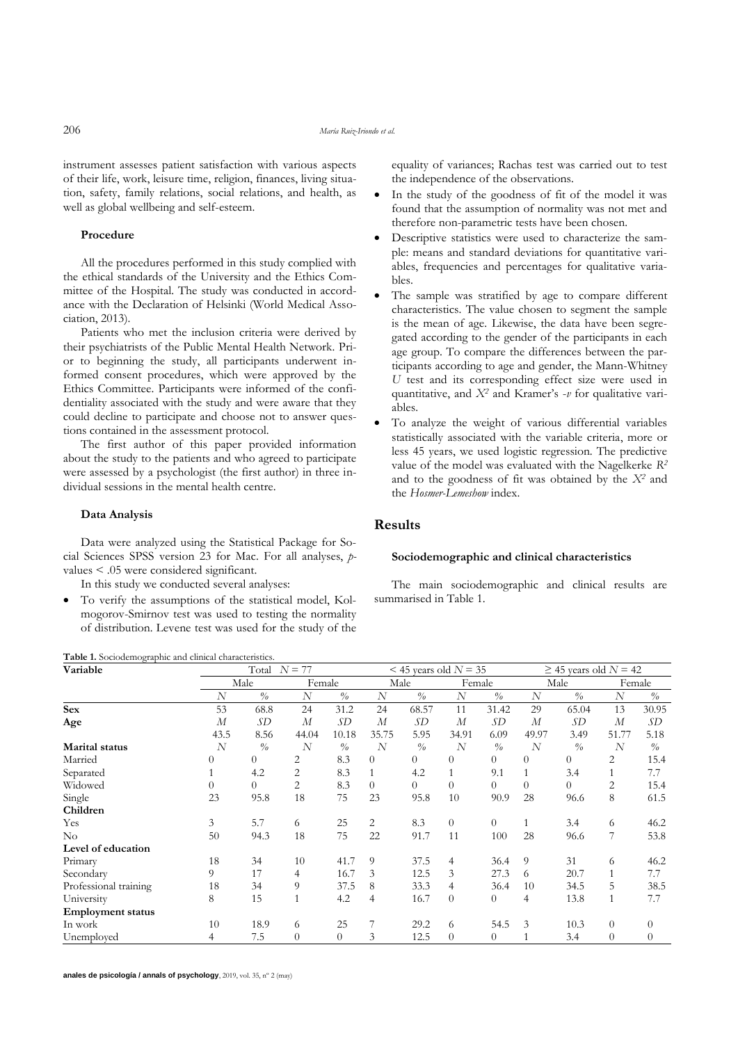instrument assesses patient satisfaction with various aspects of their life, work, leisure time, religion, finances, living situation, safety, family relations, social relations, and health, as well as global wellbeing and self-esteem.

### Procedure

All the procedures performed in this study complied with the ethical standards of the University and the Ethics Committee of the Hospital. The study was conducted in accordance with the Declaration of Helsinki (World Medical Association, 2013).

Patients who met the inclusion criteria were derived by their psychiatrists of the Public Mental Health Network. Prior to beginning the study, all participants underwent informed consent procedures, which were approved by the Ethics Committee. Participants were informed of the confidentiality associated with the study and were aware that they could decline to participate and choose not to answer questions contained in the assessment protocol.

The first author of this paper provided information about the study to the patients and who agreed to participate were assessed by a psychologist (the first author) in three individual sessions in the mental health centre.

### Data Analysis

Data were analyzed using the Statistical Package for Social Sciences SPSS version 23 for Mac. For all analyses, *p*-values < .05 were considered significant.

In this study we conducted several analyses:

- To verify the assumptions of the statistical model, Kolmogorov-Smirnov test was used to testing the normality of distribution. Levene test was used for the study of the equality of variances; Rachas test was carried out to test the independence of the observations.
- In the study of the goodness of fit of the model it was found that the assumption of normality was not met and therefore non-parametric tests have been chosen.
- Descriptive statistics were used to characterize the sample: means and standard deviations for quantitative variables, frequencies and percentages for qualitative variables.
- The sample was stratified by age to compare different characteristics. The value chosen to segment the sample is the mean of age. Likewise, the data have been segregated according to the gender of the participants in each age group. To compare the differences between the participants according to age and gender, the Mann-Whitney *U* test and its corresponding effect size were used in quantitative, and $X^2$ and Kramer's *-v* for qualitative variables.
- To analyze the weight of various differential variables statistically associated with the variable criteria, more or less 45 years, we used logistic regression. The predictive value of the model was evaluated with the Nagelkerke $R^2$ and to the goodness of fit was obtained by the $X^2$ and the *Hosmer-Lemeshow* index.

## Results

### Sociodemographic and clinical characteristics

The main sociodemographic and clinical results are summarised in Table 1.

**Table 1.** Sociodemographic and clinical characteristics.

| Variable | Total $N = 77$ | | | | < 45 years old $N = 35$ | | | | ≥ 45 years old $N = 42$ | | | |
|---|---|---|---|---|---|---|---|---|---|---|---|---|
| | Male | | Female | | Male | | Female | | Male | | Female | |
| | *N* | % | *N* | % | *N* | % | *N* | % | *N* | % | *N* | % |
| **Sex** | 53 | 68.8 | 24 | 31.2 | 24 | 68.57 | 11 | 31.42 | 29 | 65.04 | 13 | 30.95 |
| **Age** | *M* | *SD* | *M* | *SD* | *M* | *SD* | *M* | *SD* | *M* | *SD* | *M* | *SD* |
| | 43.5 | 8.56 | 44.04 | 10.18 | 35.75 | 5.95 | 34.91 | 6.09 | 49.97 | 3.49 | 51.77 | 5.18 |
| **Marital status** | *N* | % | *N* | % | *N* | % | *N* | % | *N* | % | *N* | % |
| Married | 0 | 0 | 2 | 8.3 | 0 | 0 | 0 | 0 | 0 | 0 | 2 | 15.4 |
| Separated | 1 | 4.2 | 2 | 8.3 | 1 | 4.2 | 1 | 9.1 | 1 | 3.4 | 1 | 7.7 |
| Widowed | 0 | 0 | 2 | 8.3 | 0 | 0 | 0 | 0 | 0 | 0 | 2 | 15.4 |
| Single | 23 | 95.8 | 18 | 75 | 23 | 95.8 | 10 | 90.9 | 28 | 96.6 | 8 | 61.5 |
| **Children** | | | | | | | | | | | | |
| Yes | 3 | 5.7 | 6 | 25 | 2 | 8.3 | 0 | 0 | 1 | 3.4 | 6 | 46.2 |
| No | 50 | 94.3 | 18 | 75 | 22 | 91.7 | 11 | 100 | 28 | 96.6 | 7 | 53.8 |
| **Level of education** | | | | | | | | | | | | |
| Primary | 18 | 34 | 10 | 41.7 | 9 | 37.5 | 4 | 36.4 | 9 | 31 | 6 | 46.2 |
| Secondary | 9 | 17 | 4 | 16.7 | 3 | 12.5 | 3 | 27.3 | 6 | 20.7 | 1 | 7.7 |
| Professional training | 18 | 34 | 9 | 37.5 | 8 | 33.3 | 4 | 36.4 | 10 | 34.5 | 5 | 38.5 |
| University | 8 | 15 | 1 | 4.2 | 4 | 16.7 | 0 | 0 | 4 | 13.8 | 1 | 7.7 |
| **Employment status** | | | | | | | | | | | | |
| In work | 10 | 18.9 | 6 | 25 | 7 | 29.2 | 6 | 54.5 | 3 | 10.3 | 0 | 0 |
| Unemployed | 4 | 7.5 | 0 | 0 | 3 | 12.5 | 0 | 0 | 1 | 3.4 | 0 | 0 |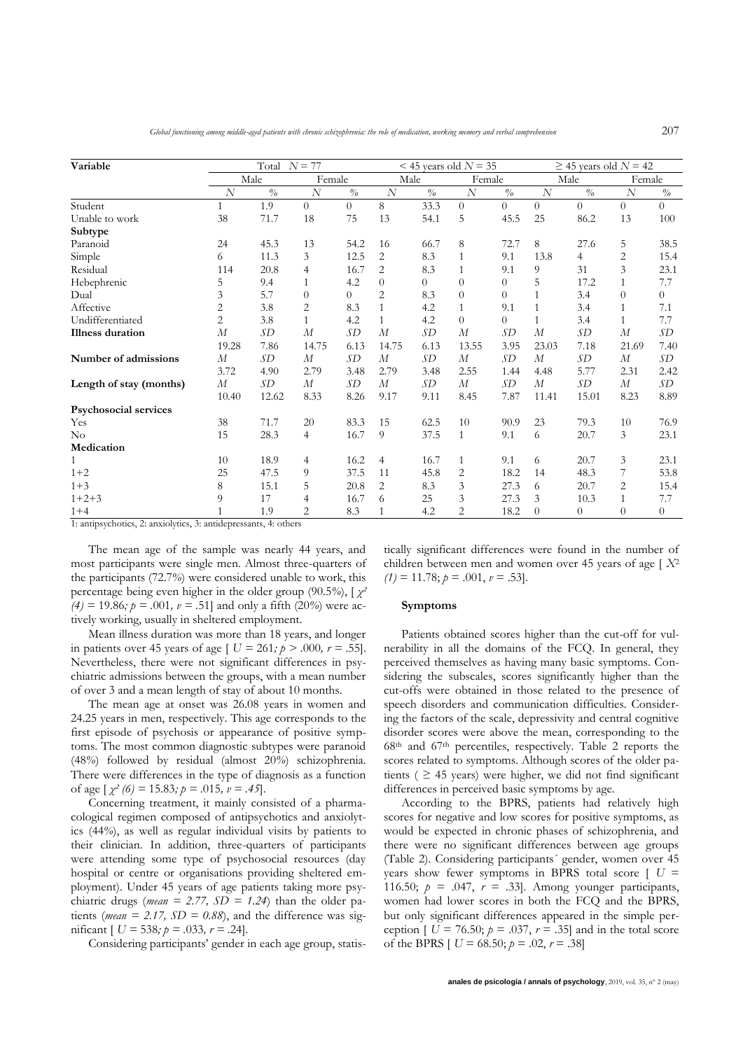| Variable | Total $N = 77$ | | | | < 45 years old $N = 35$ | | | | ≥ 45 years old $N = 42$ | | | |
|---|---|---|---|---|---|---|---|---|---|---|---|---|
| | Male | | Female | | Male | | Female | | Male | | Female | |
| | *N* | % | *N* | % | *N* | % | *N* | % | *N* | % | *N* | % |
| Student | 1 | 1.9 | 0 | 0 | 8 | 33.3 | 0 | 0 | 0 | 0 | 0 | 0 |
| Unable to work | 38 | 71.7 | 18 | 75 | 13 | 54.1 | 5 | 45.5 | 25 | 86.2 | 13 | 100 |
| **Subtype** | | | | | | | | | | | | |
| Paranoid | 24 | 45.3 | 13 | 54.2 | 16 | 66.7 | 8 | 72.7 | 8 | 27.6 | 5 | 38.5 |
| Simple | 6 | 11.3 | 3 | 12.5 | 2 | 8.3 | 1 | 9.1 | 13.8 | 4 | 2 | 15.4 |
| Residual | 114 | 20.8 | 4 | 16.7 | 2 | 8.3 | 1 | 9.1 | 9 | 31 | 3 | 23.1 |
| Hebephrenic | 5 | 9.4 | 1 | 4.2 | 0 | 0 | 0 | 0 | 5 | 17.2 | 1 | 7.7 |
| Dual | 3 | 5.7 | 0 | 0 | 2 | 8.3 | 0 | 0 | 1 | 3.4 | 0 | 0 |
| Affective | 2 | 3.8 | 2 | 8.3 | 1 | 4.2 | 1 | 9.1 | 1 | 3.4 | 1 | 7.1 |
| Undifferentiated | 2 | 3.8 | 1 | 4.2 | 1 | 4.2 | 0 | 0 | 1 | 3.4 | 1 | 7.7 |
| **Illness duration** | *M* | *SD* | *M* | *SD* | *M* | *SD* | *M* | *SD* | *M* | *SD* | *M* | *SD* |
| | 19.28 | 7.86 | 14.75 | 6.13 | 14.75 | 6.13 | 13.55 | 3.95 | 23.03 | 7.18 | 21.69 | 7.40 |
| **Number of admissions** | *M* | *SD* | *M* | *SD* | *M* | *SD* | *M* | *SD* | *M* | *SD* | *M* | *SD* |
| | 3.72 | 4.90 | 2.79 | 3.48 | 2.79 | 3.48 | 2.55 | 1.44 | 4.48 | 5.77 | 2.31 | 2.42 |
| **Length of stay (months)** | *M* | *SD* | *M* | *SD* | *M* | *SD* | *M* | *SD* | *M* | *SD* | *M* | *SD* |
| | 10.40 | 12.62 | 8.33 | 8.26 | 9.17 | 9.11 | 8.45 | 7.87 | 11.41 | 15.01 | 8.23 | 8.89 |
| **Psychosocial services** | | | | | | | | | | | | |
| Yes | 38 | 71.7 | 20 | 83.3 | 15 | 62.5 | 10 | 90.9 | 23 | 79.3 | 10 | 76.9 |
| No | 15 | 28.3 | 4 | 16.7 | 9 | 37.5 | 1 | 9.1 | 6 | 20.7 | 3 | 23.1 |
| **Medication** | | | | | | | | | | | | |
| 1 | 10 | 18.9 | 4 | 16.2 | 4 | 16.7 | 1 | 9.1 | 6 | 20.7 | 3 | 23.1 |
| 1+2 | 25 | 47.5 | 9 | 37.5 | 11 | 45.8 | 2 | 18.2 | 14 | 48.3 | 7 | 53.8 |
| 1+3 | 8 | 15.1 | 5 | 20.8 | 2 | 8.3 | 3 | 27.3 | 6 | 20.7 | 2 | 15.4 |
| 1+2+3 | 9 | 17 | 4 | 16.7 | 6 | 25 | 3 | 27.3 | 3 | 10.3 | 1 | 7.7 |
| 1+4 | 1 | 1.9 | 2 | 8.3 | 1 | 4.2 | 2 | 18.2 | 0 | 0 | 0 | 0 |

1: antipsychotics, 2: anxiolytics, 3: antidepressants, 4: others

The mean age of the sample was nearly 44 years, and most participants were single men. Almost three-quarters of the participants (72.7%) were considered unable to work, this percentage being even higher in the older group (90.5%), [ $\chi^2$ *(4)* = 19.86*; p* = .001*, v* = .51] and only a fifth (20%) were actively working, usually in sheltered employment.

Mean illness duration was more than 18 years, and longer in patients over 45 years of age [ *U* = 261*; p* > .000*, r* = .55]. Nevertheless, there were not significant differences in psychiatric admissions between the groups, with a mean number of over 3 and a mean length of stay of about 10 months.

The mean age at onset was 26.08 years in women and 24.25 years in men, respectively. This age corresponds to the first episode of psychosis or appearance of positive symptoms. The most common diagnostic subtypes were paranoid (48%) followed by residual (almost 20%) schizophrenia. There were differences in the type of diagnosis as a function of age [ $\chi^2$ *(6)* = 15.83*; p* = .015*, v* = *.45*].

Concerning treatment, it mainly consisted of a pharmacological regimen composed of antipsychotics and anxiolytics (44%), as well as regular individual visits by patients to their clinician. In addition, three-quarters of participants were attending some type of psychosocial resources (day hospital or centre or organisations providing sheltered employment). Under 45 years of age patients taking more psychiatric drugs (*mean = 2.77, SD = 1.24*) than the older patients (*mean = 2.17, SD = 0.88*), and the difference was significant [ *U* = 538*; p* = .033*, r* = .24].

Considering participants' gender in each age group, statistically significant differences were found in the number of children between men and women over 45 years of age [ $X^2$ *(1)* = 11.78; *p* = .001, *v* = .53].

### Symptoms

Patients obtained scores higher than the cut-off for vulnerability in all the domains of the FCQ. In general, they perceived themselves as having many basic symptoms. Considering the subscales, scores significantly higher than the cut-offs were obtained in those related to the presence of speech disorders and communication difficulties. Considering the factors of the scale, depressivity and central cognitive disorder scores were above the mean, corresponding to the 68th and 67th percentiles, respectively. Table 2 reports the scores related to symptoms. Although scores of the older patients ( ≥ 45 years) were higher, we did not find significant differences in perceived basic symptoms by age.

According to the BPRS, patients had relatively high scores for negative and low scores for positive symptoms, as would be expected in chronic phases of schizophrenia, and there were no significant differences between age groups (Table 2). Considering participants´ gender, women over 45 years show fewer symptoms in BPRS total score [ *U* = 116.50; *p* = .047, *r* = .33]. Among younger participants, women had lower scores in both the FCQ and the BPRS, but only significant differences appeared in the simple perception [ *U* = 76.50; *p* = .037, *r* = .35] and in the total score of the BPRS [ *U* = 68.50; *p* = .02, *r* = .38]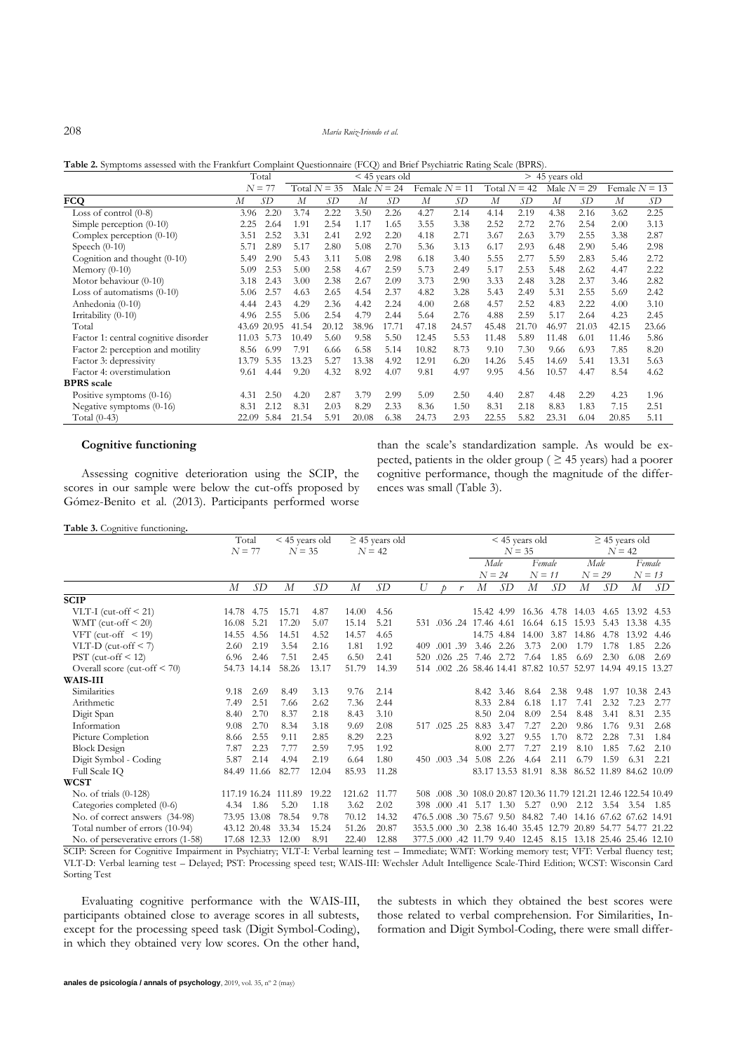**Table 2.** Symptoms assessed with the Frankfurt Complaint Questionnaire (FCQ) and Brief Psychiatric Rating Scale (BPRS).

| | Total | | < 45 years old | | | | | | > 45 years old | | | | | |
|---|---|---|---|---|---|---|---|---|---|---|---|---|---|---|
| | N = 77 | | Total N = 35 | | Male N = 24 | | Female N = 11 | | Total N = 42 | | Male N = 29 | | Female N = 13 | |
| **FCQ** | M | SD | M | SD | M | SD | M | SD | M | SD | M | SD | M | SD |
| Loss of control (0-8) | 3.96 | 2.20 | 3.74 | 2.22 | 3.50 | 2.26 | 4.27 | 2.14 | 4.14 | 2.19 | 4.38 | 2.16 | 3.62 | 2.25 |
| Simple perception (0-10) | 2.25 | 2.64 | 1.91 | 2.54 | 1.17 | 1.65 | 3.55 | 3.38 | 2.52 | 2.72 | 2.76 | 2.54 | 2.00 | 3.13 |
| Complex perception (0-10) | 3.51 | 2.52 | 3.31 | 2.41 | 2.92 | 2.20 | 4.18 | 2.71 | 3.67 | 2.63 | 3.79 | 2.55 | 3.38 | 2.87 |
| Speech (0-10) | 5.71 | 2.89 | 5.17 | 2.80 | 5.08 | 2.70 | 5.36 | 3.13 | 6.17 | 2.93 | 6.48 | 2.90 | 5.46 | 2.98 |
| Cognition and thought (0-10) | 5.49 | 2.90 | 5.43 | 3.11 | 5.08 | 2.98 | 6.18 | 3.40 | 5.55 | 2.77 | 5.59 | 2.83 | 5.46 | 2.72 |
| Memory (0-10) | 5.09 | 2.53 | 5.00 | 2.58 | 4.67 | 2.59 | 5.73 | 2.49 | 5.17 | 2.53 | 5.48 | 2.62 | 4.47 | 2.22 |
| Motor behaviour (0-10) | 3.18 | 2.43 | 3.00 | 2.38 | 2.67 | 2.09 | 3.73 | 2.90 | 3.33 | 2.48 | 3.28 | 2.37 | 3.46 | 2.82 |
| Loss of automatisms (0-10) | 5.06 | 2.57 | 4.63 | 2.65 | 4.54 | 2.37 | 4.82 | 3.28 | 5.43 | 2.49 | 5.31 | 2.55 | 5.69 | 2.42 |
| Anhedonia (0-10) | 4.44 | 2.43 | 4.29 | 2.36 | 4.42 | 2.24 | 4.00 | 2.68 | 4.57 | 2.52 | 4.83 | 2.22 | 4.00 | 3.10 |
| Irritability (0-10) | 4.96 | 2.55 | 5.06 | 2.54 | 4.79 | 2.44 | 5.64 | 2.76 | 4.88 | 2.59 | 5.17 | 2.64 | 4.23 | 2.45 |
| Total | 43.69 | 20.95 | 41.54 | 20.12 | 38.96 | 17.71 | 47.18 | 24.57 | 45.48 | 21.70 | 46.97 | 21.03 | 42.15 | 23.66 |
| Factor 1: central cognitive disorder | 11.03 | 5.73 | 10.49 | 5.60 | 9.58 | 5.50 | 12.45 | 5.53 | 11.48 | 5.89 | 11.48 | 6.01 | 11.46 | 5.86 |
| Factor 2: perception and motility | 8.56 | 6.99 | 7.91 | 6.66 | 6.58 | 5.14 | 10.82 | 8.73 | 9.10 | 7.30 | 9.66 | 6.93 | 7.85 | 8.20 |
| Factor 3: depressivity | 13.79 | 5.35 | 13.23 | 5.27 | 13.38 | 4.92 | 12.91 | 6.20 | 14.26 | 5.45 | 14.69 | 5.41 | 13.31 | 5.63 |
| Factor 4: overstimulation | 9.61 | 4.44 | 9.20 | 4.32 | 8.92 | 4.07 | 9.81 | 4.97 | 9.95 | 4.56 | 10.57 | 4.47 | 8.54 | 4.62 |
| **BPRS scale** | | | | | | | | | | | | | | |
| Positive symptoms (0-16) | 4.31 | 2.50 | 4.20 | 2.87 | 3.79 | 2.99 | 5.09 | 2.50 | 4.40 | 2.87 | 4.48 | 2.29 | 4.23 | 1.96 |
| Negative symptoms (0-16) | 8.31 | 2.12 | 8.31 | 2.03 | 8.29 | 2.33 | 8.36 | 1.50 | 8.31 | 2.18 | 8.83 | 1.83 | 7.15 | 2.51 |
| Total (0-43) | 22.09 | 5.84 | 21.54 | 5.91 | 20.08 | 6.38 | 24.73 | 2.93 | 22.55 | 5.82 | 23.31 | 6.04 | 20.85 | 5.11 |

### Cognitive functioning

Assessing cognitive deterioration using the SCIP, the scores in our sample were below the cut-offs proposed by Gómez-Benito et al. (2013). Participants performed worse than the scale's standardization sample. As would be expected, patients in the older group ( ≥ 45 years) had a poorer cognitive performance, though the magnitude of the differences was small (Table 3).

**Table 3.** Cognitive functioning.

| | Total | | < 45 years old | | ≥ 45 years old | | | | | < 45 years old | | | | ≥ 45 years old | | | |
|---|---|---|---|---|---|---|---|---|---|---|---|---|---|---|---|---|---|
| | N = 77 | | N = 35 | | N = 42 | | | | | N = 35 | | | | N = 42 | | | |
| | | | | | | | | | | Male N = 24 | | Female N = 11 | | Male N = 29 | | Female N = 13 | |
| | M | SD | M | SD | M | SD | U | p | r | M | SD | M | SD | M | SD | M | SD |
| **SCIP** | | | | | | | | | | | | | | | | | |
| VLT-I (cut-off < 21) | 14.78 | 4.75 | 15.71 | 4.87 | 14.00 | 4.56 | | | | 15.42 | 4.99 | 16.36 | 4.78 | 14.03 | 4.65 | 13.92 | 4.53 |
| WMT (cut-off < 20) | 16.08 | 5.21 | 17.20 | 5.07 | 15.14 | 5.21 | 531 | .036 | .24 | 17.46 | 4.61 | 16.64 | 6.15 | 15.93 | 5.43 | 13.38 | 4.35 |
| VFT (cut-off < 19) | 14.55 | 4.56 | 14.51 | 4.52 | 14.57 | 4.65 | | | | 14.75 | 4.84 | 14.00 | 3.87 | 14.86 | 4.78 | 13.92 | 4.46 |
| VLT-D (cut-off < 7) | 2.60 | 2.19 | 3.54 | 2.16 | 1.81 | 1.92 | 409 | .001 | .39 | 3.46 | 2.26 | 3.73 | 2.00 | 1.79 | 1.78 | 1.85 | 2.26 |
| PST (cut-off < 12) | 6.96 | 2.46 | 7.51 | 2.45 | 6.50 | 2.41 | 520 | .026 | .25 | 7.46 | 2.72 | 7.64 | 1.85 | 6.69 | 2.30 | 6.08 | 2.69 |
| Overall score (cut-off < 70) | 54.73 | 14.14 | 58.26 | 13.17 | 51.79 | 14.39 | 514 | .002 | .26 | 58.46 | 14.41 | 87.82 | 10.57 | 52.97 | 14.94 | 49.15 | 13.27 |
| **WAIS-III** | | | | | | | | | | | | | | | | | |
| Similarities | 9.18 | 2.69 | 8.49 | 3.13 | 9.76 | 2.14 | | | | 8.42 | 3.46 | 8.64 | 2.38 | 9.48 | 1.97 | 10.38 | 2.43 |
| Arithmetic | 7.49 | 2.51 | 7.66 | 2.62 | 7.36 | 2.44 | | | | 8.33 | 2.84 | 6.18 | 1.17 | 7.41 | 2.32 | 7.23 | 2.77 |
| Digit Span | 8.40 | 2.70 | 8.37 | 2.18 | 8.43 | 3.10 | | | | 8.50 | 2.04 | 8.09 | 2.54 | 8.48 | 3.41 | 8.31 | 2.35 |
| Information | 9.08 | 2.70 | 8.34 | 3.18 | 9.69 | 2.08 | 517 | .025 | .25 | 8.83 | 3.47 | 7.27 | 2.20 | 9.86 | 1.76 | 9.31 | 2.68 |
| Picture Completion | 8.66 | 2.55 | 9.11 | 2.85 | 8.29 | 2.23 | | | | 8.92 | 3.27 | 9.55 | 1.70 | 8.72 | 2.28 | 7.31 | 1.84 |
| Block Design | 7.87 | 2.23 | 7.77 | 2.59 | 7.95 | 1.92 | | | | 8.00 | 2.77 | 7.27 | 2.19 | 8.10 | 1.85 | 7.62 | 2.10 |
| Digit Symbol - Coding | 5.87 | 2.14 | 4.94 | 2.19 | 6.64 | 1.80 | 450 | .003 | .34 | 5.08 | 2.26 | 4.64 | 2.11 | 6.79 | 1.59 | 6.31 | 2.21 |
| Full Scale IQ | 84.49 | 11.66 | 82.77 | 12.04 | 85.93 | 11.28 | | | | 83.17 | 13.53 | 81.91 | 8.38 | 86.52 | 11.89 | 84.62 | 10.09 |
| **WCST** | | | | | | | | | | | | | | | | | |
| No. of trials (0-128) | 117.19 | 16.24 | 111.89 | 19.22 | 121.62 | 11.77 | 508 | .008 | .30 | 108.0 | 20.87 | 120.36 | 11.79 | 121.21 | 12.46 | 122.54 | 10.49 |
| Categories completed (0-6) | 4.34 | 1.86 | 5.20 | 1.18 | 3.62 | 2.02 | 398 | .000 | .41 | 5.17 | 1.30 | 5.27 | 0.90 | 2.12 | 3.54 | 3.54 | 1.85 |
| No. of correct answers (34-98) | 73.95 | 13.08 | 78.54 | 9.78 | 70.12 | 14.32 | 476.5 | .008 | .30 | 75.67 | 9.50 | 84.82 | 7.40 | 14.16 | 67.62 | 67.62 | 14.91 |
| Total number of errors (10-94) | 43.12 | 20.48 | 33.34 | 15.24 | 51.26 | 20.87 | 353.5 | .000 | .30 | 2.38 | 16.40 | 35.45 | 12.79 | 20.89 | 54.77 | 54.77 | 21.22 |
| No. of perseverative errors (1-58) | 17.68 | 12.33 | 12.00 | 8.91 | 22.40 | 12.88 | 377.5 | .000 | .42 | 11.79 | 9.40 | 12.45 | 8.15 | 13.18 | 25.46 | 25.46 | 12.10 |

SCIP: Screen for Cognitive Impairment in Psychiatry; VLT-I: Verbal learning test – Immediate; WMT: Working memory test; VFT: Verbal fluency test; VLT-D: Verbal learning test – Delayed; PST: Processing speed test; WAIS-III: Wechsler Adult Intelligence Scale-Third Edition; WCST: Wisconsin Card Sorting Test

Evaluating cognitive performance with the WAIS-III, participants obtained close to average scores in all subtests, except for the processing speed task (Digit Symbol-Coding), in which they obtained very low scores. On the other hand, the subtests in which they obtained the best scores were those related to verbal comprehension. For Similarities, Information and Digit Symbol-Coding, there were small differ-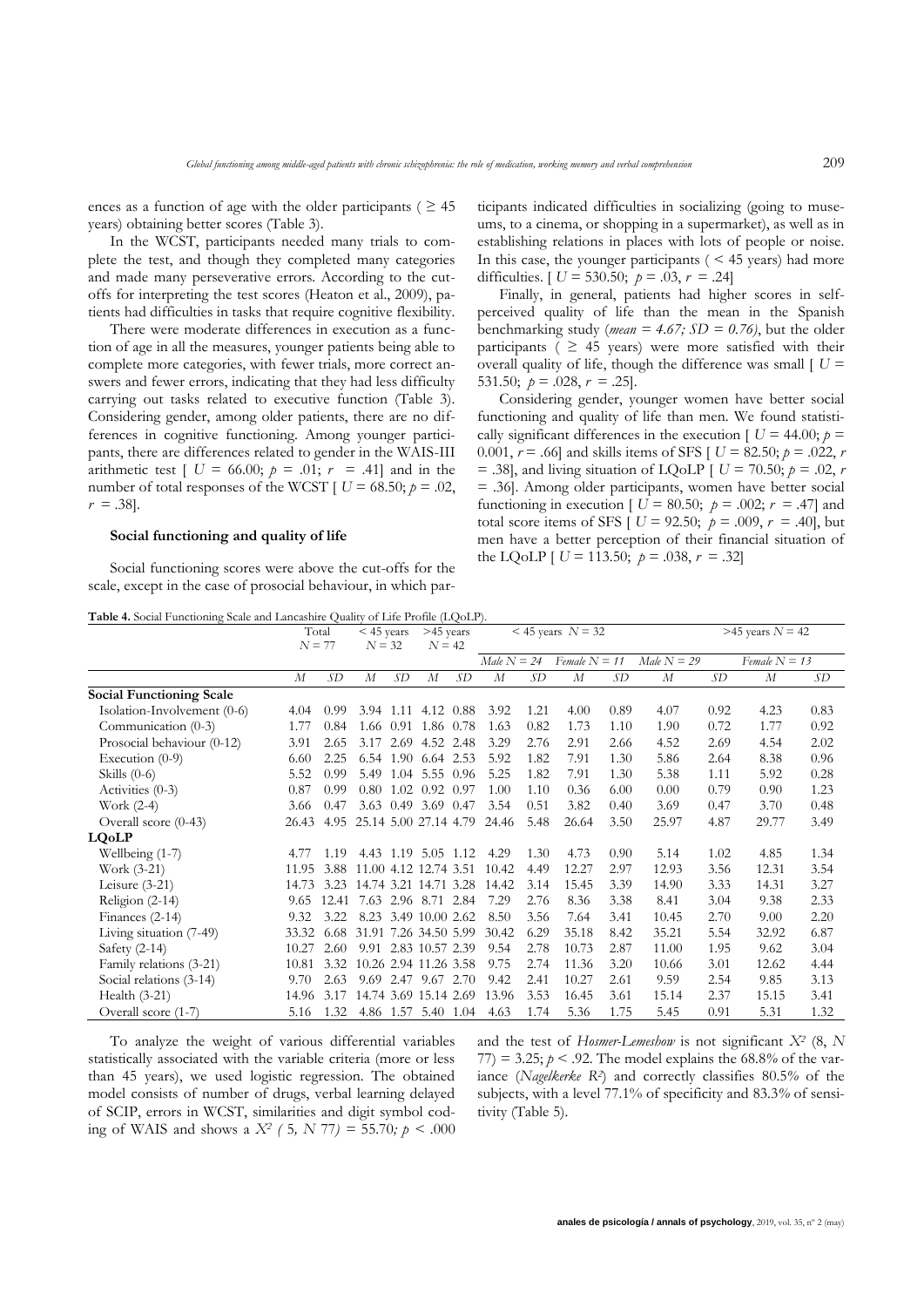ences as a function of age with the older participants ( ≥ 45 years) obtaining better scores (Table 3).

In the WCST, participants needed many trials to complete the test, and though they completed many categories and made many perseverative errors. According to the cut-offs for interpreting the test scores (Heaton et al., 2009), patients had difficulties in tasks that require cognitive flexibility.

There were moderate differences in execution as a function of age in all the measures, younger patients being able to complete more categories, with fewer trials, more correct answers and fewer errors, indicating that they had less difficulty carrying out tasks related to executive function (Table 3). Considering gender, among older patients, there are no differences in cognitive functioning. Among younger participants, there are differences related to gender in the WAIS-III arithmetic test [ $U$ = 66.00; $p$ = .01; $r$ = .41] and in the number of total responses of the WCST [ $U$ = 68.50; $p$ = .02, $r$ = .38].

### Social functioning and quality of life

Social functioning scores were above the cut-offs for the scale, except in the case of prosocial behaviour, in which participants indicated difficulties in socializing (going to museums, to a cinema, or shopping in a supermarket), as well as in establishing relations in places with lots of people or noise. In this case, the younger participants ( < 45 years) had more difficulties. [ $U$ = 530.50; $p$ = .03, $r$ = .24]

Finally, in general, patients had higher scores in self-perceived quality of life than the mean in the Spanish benchmarking study (*mean = 4.67; SD = 0.76)*, but the older participants ( ≥ 45 years) were more satisfied with their overall quality of life, though the difference was small [ $U$ = 531.50; $p$ = .028, $r$ = .25].

Considering gender, younger women have better social functioning and quality of life than men. We found statistically significant differences in the execution [ $U$ = 44.00; $p$ = 0.001, $r$ = .66] and skills items of SFS [ $U$ = 82.50; $p$ = .022, $r$ = .38], and living situation of LQoLP [ $U$ = 70.50; $p$ = .02, $r$ = .36]. Among older participants, women have better social functioning in execution [ $U$ = 80.50; $p$ = .002; $r$ = .47] and total score items of SFS [ $U$ = 92.50; $p$ = .009, $r$ = .40], but men have a better perception of their financial situation of the LQoLP [ $U$ = 113.50; $p$ = .038, $r$ = .32]

**Table 4.** Social Functioning Scale and Lancashire Quality of Life Profile (LQoLP).

| | Total $N = 77$ | | < 45 years $N = 32$ | | >45 years $N = 42$ | | < 45 years $N = 32$ | | | | >45 years $N = 42$ | | | |
|---|---|---|---|---|---|---|---|---|---|---|---|---|---|---|
| | | | | | | | *Male N = 24* | | *Female N = 11* | | *Male N = 29* | | *Female N = 13* | |
| | *M* | *SD* | *M* | *SD* | *M* | *SD* | *M* | *SD* | *M* | *SD* | *M* | *SD* | *M* | *SD* |
| **Social Functioning Scale** | | | | | | | | | | | | | | |
| Isolation-Involvement (0-6) | 4.04 | 0.99 | 3.94 | 1.11 | 4.12 | 0.88 | 3.92 | 1.21 | 4.00 | 0.89 | 4.07 | 0.92 | 4.23 | 0.83 |
| Communication (0-3) | 1.77 | 0.84 | 1.66 | 0.91 | 1.86 | 0.78 | 1.63 | 0.82 | 1.73 | 1.10 | 1.90 | 0.72 | 1.77 | 0.92 |
| Prosocial behaviour (0-12) | 3.91 | 2.65 | 3.17 | 2.69 | 4.52 | 2.48 | 3.29 | 2.76 | 2.91 | 2.66 | 4.52 | 2.69 | 4.54 | 2.02 |
| Execution (0-9) | 6.60 | 2.25 | 6.54 | 1.90 | 6.64 | 2.53 | 5.92 | 1.82 | 7.91 | 1.30 | 5.86 | 2.64 | 8.38 | 0.96 |
| Skills (0-6) | 5.52 | 0.99 | 5.49 | 1.04 | 5.55 | 0.96 | 5.25 | 1.82 | 7.91 | 1.30 | 5.38 | 1.11 | 5.92 | 0.28 |
| Activities (0-3) | 0.87 | 0.99 | 0.80 | 1.02 | 0.92 | 0.97 | 1.00 | 1.10 | 0.36 | 6.00 | 0.00 | 0.79 | 0.90 | 1.23 |
| Work (2-4) | 3.66 | 0.47 | 3.63 | 0.49 | 3.69 | 0.47 | 3.54 | 0.51 | 3.82 | 0.40 | 3.69 | 0.47 | 3.70 | 0.48 |
| Overall score (0-43) | 26.43 | 4.95 | 25.14 | 5.00 | 27.14 | 4.79 | 24.46 | 5.48 | 26.64 | 3.50 | 25.97 | 4.87 | 29.77 | 3.49 |
| **LQoLP** | | | | | | | | | | | | | | |
| Wellbeing (1-7) | 4.77 | 1.19 | 4.43 | 1.19 | 5.05 | 1.12 | 4.29 | 1.30 | 4.73 | 0.90 | 5.14 | 1.02 | 4.85 | 1.34 |
| Work (3-21) | 11.95 | 3.88 | 11.00 | 4.12 | 12.74 | 3.51 | 10.42 | 4.49 | 12.27 | 2.97 | 12.93 | 3.56 | 12.31 | 3.54 |
| Leisure (3-21) | 14.73 | 3.23 | 14.74 | 3.21 | 14.71 | 3.28 | 14.42 | 3.14 | 15.45 | 3.39 | 14.90 | 3.33 | 14.31 | 3.27 |
| Religion (2-14) | 9.65 | 12.41 | 7.63 | 2.96 | 8.71 | 2.84 | 7.29 | 2.76 | 8.36 | 3.38 | 8.41 | 3.04 | 9.38 | 2.33 |
| Finances (2-14) | 9.32 | 3.22 | 8.23 | 3.49 | 10.00 | 2.62 | 8.50 | 3.56 | 7.64 | 3.41 | 10.45 | 2.70 | 9.00 | 2.20 |
| Living situation (7-49) | 33.32 | 6.68 | 31.91 | 7.26 | 34.50 | 5.99 | 30.42 | 6.29 | 35.18 | 8.42 | 35.21 | 5.54 | 32.92 | 6.87 |
| Safety (2-14) | 10.27 | 2.60 | 9.91 | 2.83 | 10.57 | 2.39 | 9.54 | 2.78 | 10.73 | 2.87 | 11.00 | 1.95 | 9.62 | 3.04 |
| Family relations (3-21) | 10.81 | 3.32 | 10.26 | 2.94 | 11.26 | 3.58 | 9.75 | 2.74 | 11.36 | 3.20 | 10.66 | 3.01 | 12.62 | 4.44 |
| Social relations (3-14) | 9.70 | 2.63 | 9.69 | 2.47 | 9.67 | 2.70 | 9.42 | 2.41 | 10.27 | 2.61 | 9.59 | 2.54 | 9.85 | 3.13 |
| Health (3-21) | 14.96 | 3.17 | 14.74 | 3.69 | 15.14 | 2.69 | 13.96 | 3.53 | 16.45 | 3.61 | 15.14 | 2.37 | 15.15 | 3.41 |
| Overall score (1-7) | 5.16 | 1.32 | 4.86 | 1.57 | 5.40 | 1.04 | 4.63 | 1.74 | 5.36 | 1.75 | 5.45 | 0.91 | 5.31 | 1.32 |

To analyze the weight of various differential variables statistically associated with the variable criteria (more or less than 45 years), we used logistic regression. The obtained model consists of number of drugs, verbal learning delayed of SCIP, errors in WCST, similarities and digit symbol coding of WAIS and shows a $X^2$ *(* 5*, N* 77*)* = 55.70*;* $p$ < .000 and the test of *Hosmer-Lemeshow* is not significant $X^2$ (8, $N$ 77) = 3.25; $p$ < .92. The model explains the 68.8% of the variance (*Nagelkerke R²*) and correctly classifies 80.5% of the subjects, with a level 77.1% of specificity and 83.3% of sensitivity (Table 5).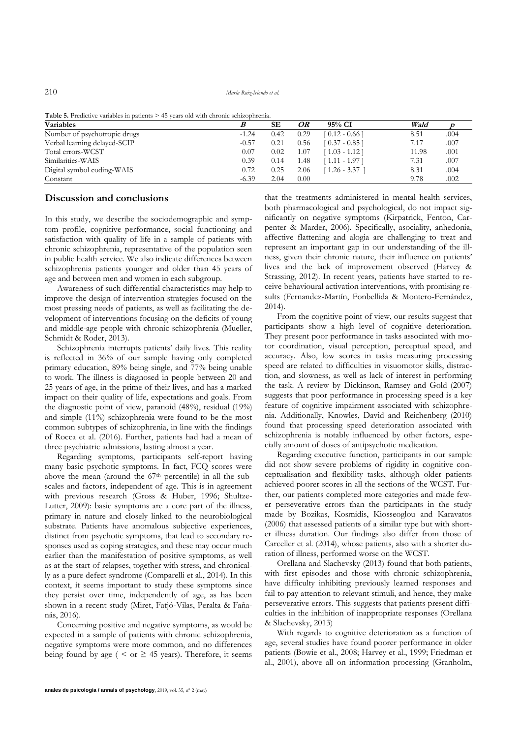**Table 5.** Predictive variables in patients > 45 years old with chronic schizophrenia.

| Variables | *B* | SE | *OR* | 95% CI | *Wald* | *p* |
|---|---|---|---|---|---|---|
| Number of psychotropic drugs | -1.24 | 0.42 | 0.29 | [ 0.12 - 0.66 ] | 8.51 | .004 |
| Verbal learning delayed-SCIP | -0.57 | 0.21 | 0.56 | [ 0.37 - 0.85 ] | 7.17 | .007 |
| Total errors-WCST | 0.07 | 0.02 | 1.07 | [ 1.03 - 1.12 ] | 11.98 | .001 |
| Similarities-WAIS | 0.39 | 0.14 | 1.48 | [ 1.11 - 1.97 ] | 7.31 | .007 |
| Digital symbol coding-WAIS | 0.72 | 0.25 | 2.06 | [ 1.26 - 3.37 ] | 8.31 | .004 |
| Constant | -6.39 | 2.04 | 0.00 | | 9.78 | .002 |

## Discussion and conclusions

In this study, we describe the sociodemographic and symptom profile, cognitive performance, social functioning and satisfaction with quality of life in a sample of patients with chronic schizophrenia, representative of the population seen in public health service. We also indicate differences between schizophrenia patients younger and older than 45 years of age and between men and women in each subgroup.

Awareness of such differential characteristics may help to improve the design of intervention strategies focused on the most pressing needs of patients, as well as facilitating the development of interventions focusing on the deficits of young and middle-age people with chronic schizophrenia (Mueller, Schmidt & Roder, 2013).

Schizophrenia interrupts patients' daily lives. This reality is reflected in 36% of our sample having only completed primary education, 89% being single, and 77% being unable to work. The illness is diagnosed in people between 20 and 25 years of age, in the prime of their lives, and has a marked impact on their quality of life, expectations and goals. From the diagnostic point of view, paranoid (48%), residual (19%) and simple (11%) schizophrenia were found to be the most common subtypes of schizophrenia, in line with the findings of Rocca et al. (2016). Further, patients had had a mean of three psychiatric admissions, lasting almost a year.

Regarding symptoms, participants self-report having many basic psychotic symptoms. In fact, FCQ scores were above the mean (around the 67th percentile) in all the subscales and factors, independent of age. This is in agreement with previous research (Gross & Huber, 1996; Shultze-Lutter, 2009): basic symptoms are a core part of the illness, primary in nature and closely linked to the neurobiological substrate. Patients have anomalous subjective experiences, distinct from psychotic symptoms, that lead to secondary responses used as coping strategies, and these may occur much earlier than the manifestation of positive symptoms, as well as at the start of relapses, together with stress, and chronically as a pure defect syndrome (Comparelli et al., 2014). In this context, it seems important to study these symptoms since they persist over time, independently of age, as has been shown in a recent study (Miret, Fatjó-Vilas, Peralta & Fañanás, 2016).

Concerning positive and negative symptoms, as would be expected in a sample of patients with chronic schizophrenia, negative symptoms were more common, and no differences being found by age ( < or ≥ 45 years). Therefore, it seems that the treatments administered in mental health services, both pharmacological and psychological, do not impact significantly on negative symptoms (Kirpatrick, Fenton, Carpenter & Marder, 2006). Specifically, asociality, anhedonia, affective flattening and alogia are challenging to treat and represent an important gap in our understanding of the illness, given their chronic nature, their influence on patients' lives and the lack of improvement observed (Harvey & Strassing, 2012). In recent years, patients have started to receive behavioural activation interventions, with promising results (Fernandez-Martín, Fonbellida & Montero-Fernández, 2014).

From the cognitive point of view, our results suggest that participants show a high level of cognitive deterioration. They present poor performance in tasks associated with motor coordination, visual perception, perceptual speed, and accuracy. Also, low scores in tasks measuring processing speed are related to difficulties in visuomotor skills, distraction, and slowness, as well as lack of interest in performing the task. A review by Dickinson, Ramsey and Gold (2007) suggests that poor performance in processing speed is a key feature of cognitive impairment associated with schizophrenia. Additionally, Knowles, David and Reichenberg (2010) found that processing speed deterioration associated with schizophrenia is notably influenced by other factors, especially amount of doses of antipsychotic medication.

Regarding executive function, participants in our sample did not show severe problems of rigidity in cognitive conceptualisation and flexibility tasks, although older patients achieved poorer scores in all the sections of the WCST. Further, our patients completed more categories and made fewer perseverative errors than the participants in the study made by Bozikas, Kosmidis, Kiosseoglou and Karavatos (2006) that assessed patients of a similar type but with shorter illness duration. Our findings also differ from those of Carceller et al. (2014), whose patients, also with a shorter duration of illness, performed worse on the WCST.

Orellana and Slachevsky (2013) found that both patients, with first episodes and those with chronic schizophrenia, have difficulty inhibiting previously learned responses and fail to pay attention to relevant stimuli, and hence, they make perseverative errors. This suggests that patients present difficulties in the inhibition of inappropriate responses (Orellana & Slachevsky, 2013)

With regards to cognitive deterioration as a function of age, several studies have found poorer performance in older patients (Bowie et al., 2008; Harvey et al., 1999; Friedman et al., 2001), above all on information processing (Granholm,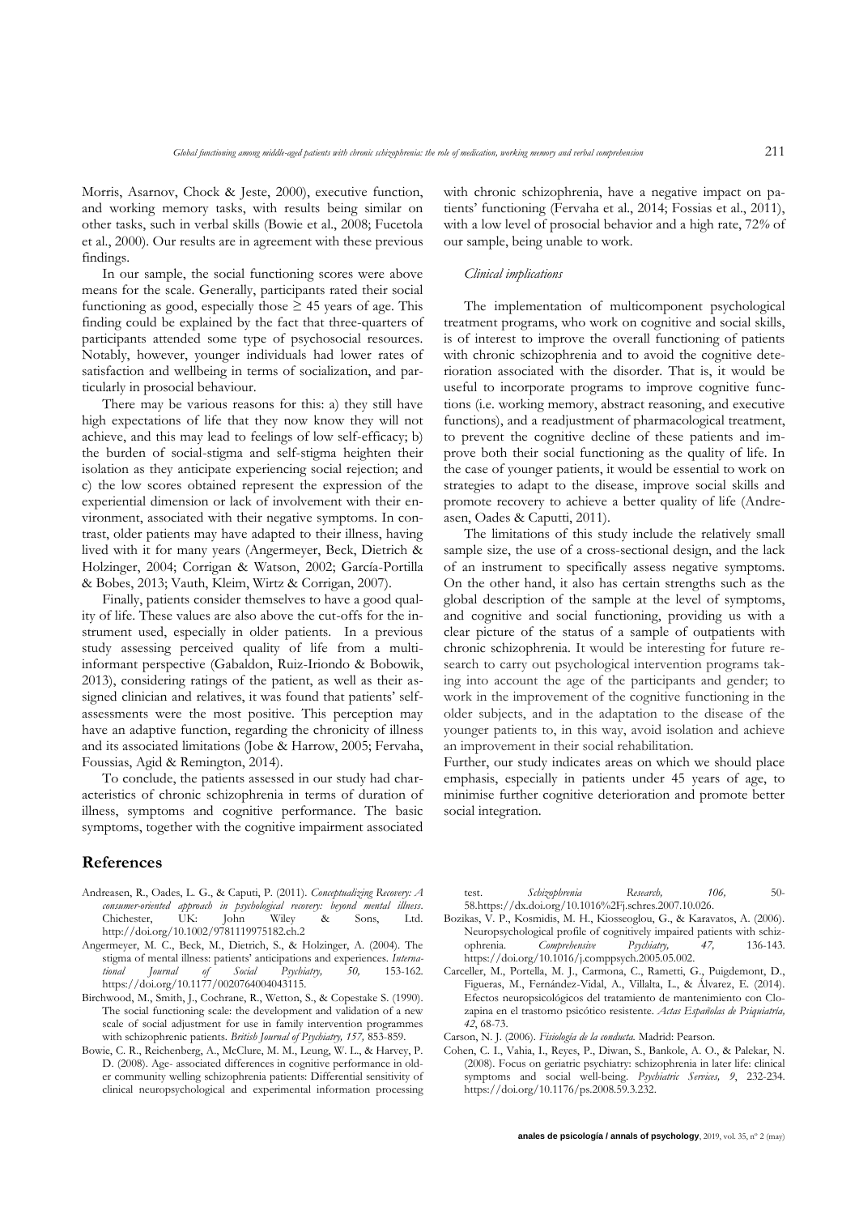Morris, Asarnov, Chock & Jeste, 2000), executive function, and working memory tasks, with results being similar on other tasks, such in verbal skills (Bowie et al., 2008; Fucetola et al., 2000). Our results are in agreement with these previous findings.

In our sample, the social functioning scores were above means for the scale. Generally, participants rated their social functioning as good, especially those ≥ 45 years of age. This finding could be explained by the fact that three-quarters of participants attended some type of psychosocial resources. Notably, however, younger individuals had lower rates of satisfaction and wellbeing in terms of socialization, and particularly in prosocial behaviour.

There may be various reasons for this: a) they still have high expectations of life that they now know they will not achieve, and this may lead to feelings of low self-efficacy; b) the burden of social-stigma and self-stigma heighten their isolation as they anticipate experiencing social rejection; and c) the low scores obtained represent the expression of the experiential dimension or lack of involvement with their environment, associated with their negative symptoms. In contrast, older patients may have adapted to their illness, having lived with it for many years (Angermeyer, Beck, Dietrich & Holzinger, 2004; Corrigan & Watson, 2002; García-Portilla & Bobes, 2013; Vauth, Kleim, Wirtz & Corrigan, 2007).

Finally, patients consider themselves to have a good quality of life. These values are also above the cut-offs for the instrument used, especially in older patients. In a previous study assessing perceived quality of life from a multi-informant perspective (Gabaldon, Ruiz-Iriondo & Bobowik, 2013), considering ratings of the patient, as well as their assigned clinician and relatives, it was found that patients' self-assessments were the most positive. This perception may have an adaptive function, regarding the chronicity of illness and its associated limitations (Jobe & Harrow, 2005; Fervaha, Foussias, Agid & Remington, 2014).

To conclude, the patients assessed in our study had characteristics of chronic schizophrenia in terms of duration of illness, symptoms and cognitive performance. The basic symptoms, together with the cognitive impairment associated with chronic schizophrenia, have a negative impact on patients' functioning (Fervaha et al., 2014; Fossias et al., 2011), with a low level of prosocial behavior and a high rate, 72% of our sample, being unable to work.

### *Clinical implications*

The implementation of multicomponent psychological treatment programs, who work on cognitive and social skills, is of interest to improve the overall functioning of patients with chronic schizophrenia and to avoid the cognitive deterioration associated with the disorder. That is, it would be useful to incorporate programs to improve cognitive functions (i.e. working memory, abstract reasoning, and executive functions), and a readjustment of pharmacological treatment, to prevent the cognitive decline of these patients and improve both their social functioning as the quality of life. In the case of younger patients, it would be essential to work on strategies to adapt to the disease, improve social skills and promote recovery to achieve a better quality of life (Andreasen, Oades & Caputti, 2011).

The limitations of this study include the relatively small sample size, the use of a cross-sectional design, and the lack of an instrument to specifically assess negative symptoms. On the other hand, it also has certain strengths such as the global description of the sample at the level of symptoms, and cognitive and social functioning, providing us with a clear picture of the status of a sample of outpatients with chronic schizophrenia. It would be interesting for future research to carry out psychological intervention programs taking into account the age of the participants and gender; to work in the improvement of the cognitive functioning in the older subjects, and in the adaptation to the disease of the younger patients to, in this way, avoid isolation and achieve an improvement in their social rehabilitation.

Further, our study indicates areas on which we should place emphasis, especially in patients under 45 years of age, to minimise further cognitive deterioration and promote better social integration.

## References

Andreasen, R., Oades, L. G., & Caputi, P. (2011). *Conceptualizing Recovery: A consumer-oriented approach in psychological recovery: beyond mental illness*. Chichester, UK: John Wiley & Sons, Ltd. http://doi.org/10.1002/9781119975182.ch.2

Angermeyer, M. C., Beck, M., Dietrich, S., & Holzinger, A. (2004). The stigma of mental illness: patients' anticipations and experiences. *International Journal of Social Psychiatry, 50,* 153-162. https://doi.org/10.1177/0020764004043115.

Birchwood, M., Smith, J., Cochrane, R., Wetton, S., & Copestake S. (1990). The social functioning scale: the development and validation of a new scale of social adjustment for use in family intervention programmes with schizophrenic patients. *British Journal of Psychiatry, 157,* 853-859.

Bowie, C. R., Reichenberg, A., McClure, M. M., Leung, W. L., & Harvey, P. D. (2008). Age- associated differences in cognitive performance in older community welling schizophrenia patients: Differential sensitivity of clinical neuropsychological and experimental information processing test. *Schizophrenia Research, 106,* 50-58.https://dx.doi.org/10.1016%2Fj.schres.2007.10.026.

Bozikas, V. P., Kosmidis, M. H., Kiosseoglou, G., & Karavatos, A. (2006). Neuropsychological profile of cognitively impaired patients with schizophrenia. *Comprehensive Psychiatry, 47,* 136-143. https://doi.org/10.1016/j.comppsych.2005.05.002.

Carceller, M., Portella, M. J., Carmona, C., Rametti, G., Puigdemont, D., Figueras, M., Fernández-Vidal, A., Villalta, L., & Álvarez, E. (2014). Efectos neuropsicológicos del tratamiento de mantenimiento con Clozapina en el trastorno psicótico resistente. *Actas Españolas de Psiquiatría, 42*, 68-73.

Carson, N. J. (2006). *Fisiología de la conducta*. Madrid: Pearson.

Cohen, C. I., Vahia, I., Reyes, P., Diwan, S., Bankole, A. O., & Palekar, N. (2008). Focus on geriatric psychiatry: schizophrenia in later life: clinical symptoms and social well-being. *Psychiatric Services, 9*, 232-234. https://doi.org/10.1176/ps.2008.59.3.232.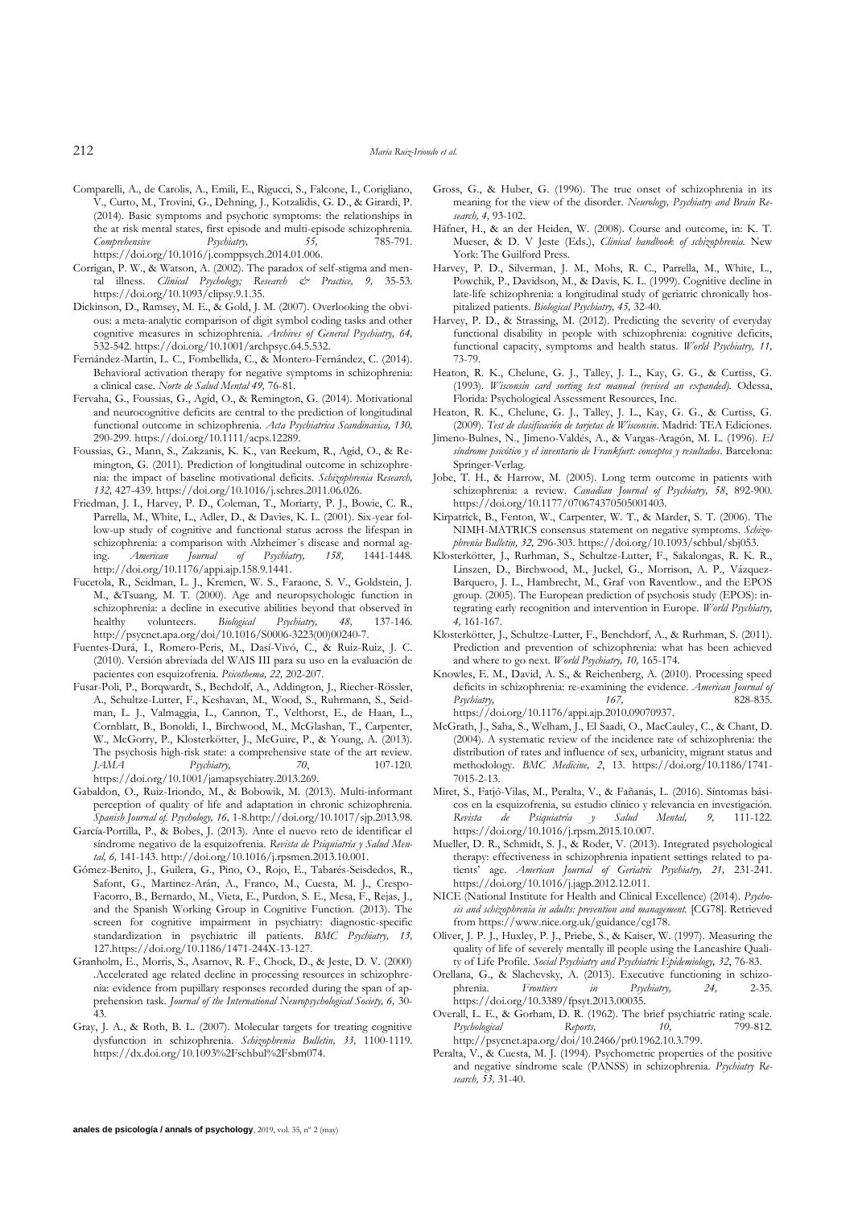Comparelli, A., de Carolis, A., Emili, E., Rigucci, S., Falcone, I., Corigliano, V., Curto, M., Trovini, G., Dehning, J., Kotzalidis, G. D., & Girardi, P. (2014). Basic symptoms and psychotic symptoms: the relationships in the at risk mental states, first episode and multi-episode schizophrenia. *Comprehensive Psychiatry, 55,* 785-791. https://doi.org/10.1016/j.comppsych.2014.01.006.

Corrigan, P. W., & Watson, A. (2002). The paradox of self-stigma and mental illness. *Clinical Psychology; Research & Practice, 9,* 35-53. https://doi.org/10.1093/clipsy.9.1.35.

Dickinson, D., Ramsey, M. E., & Gold, J. M. (2007). Overlooking the obvious: a meta-analytic comparison of digit symbol coding tasks and other cognitive measures in schizophrenia. *Archives of General Psychiatry, 64,* 532-542. https://doi.org/10.1001/archpsyc.64.5.532.

Fernández-Martin, L. C., Fombellida, C., & Montero-Fernández, C. (2014). Behavioral activation therapy for negative symptoms in schizophrenia: a clinical case. *Norte de Salud Mental 49,* 76-81.

Fervaha, G., Foussias, G., Agid, O., & Remington, G. (2014). Motivational and neurocognitive deficits are central to the prediction of longitudinal functional outcome in schizophrenia. *Acta Psychiatrica Scandinavica, 130,* 290-299. https://doi.org/10.1111/acps.12289.

Foussias, G., Mann, S., Zakzanis, K. K., van Reekum, R., Agid, O., & Remington, G. (2011). Prediction of longitudinal outcome in schizophrenia: the impact of baseline motivational deficits. *Schizophrenia Research, 132,* 427-439. https://doi.org/10.1016/j.schres.2011.06.026.

Friedman, J. I., Harvey, P. D., Coleman, T., Moriarty, P. J., Bowie, C. R., Parrella, M., White, L., Adler, D., & Davies, K. L. (2001). Six-year follow-up study of cognitive and functional status across the lifespan in schizophrenia: a comparison with Alzheimer´s disease and normal aging. *American Journal of Psychiatry, 158,* 1441-1448. http://doi.org/10.1176/appi.ajp.158.9.1441.

Fucetola, R., Seidman, L. J., Kremen, W. S., Faraone, S. V., Goldstein, J. M., &Tsuang, M. T. (2000). Age and neuropsychologic function in schizophrenia: a decline in executive abilities beyond that observed in healthy volunteers. *Biological Psychiatry, 48,* 137-146. http://psycnet.apa.org/doi/10.1016/S0006-3223(00)00240-7.

Fuentes-Durá, I., Romero-Peris, M., Dasí-Vivó, C., & Ruiz-Ruiz, J. C. (2010). Versión abreviada del WAIS III para su uso en la evaluación de pacientes con esquizofrenia. *Psicothema, 22,* 202-207.

Fusar-Poli, P., Borqwardt, S., Bechdolf, A., Addington, J., Riecher-Rössler, A., Schultze-Lutter, F., Keshavan, M., Wood, S., Ruhrmann, S., Seidman, L. J., Valmaggia, L., Cannon, T., Velthorst, E., de Haan, L., Cornblatt, B., Bonoldi, I., Birchwood, M., McGlashan, T., Carpenter, W., McGorry, P., Klosterkötter, J., McGuire, P., & Young, A. (2013). The psychosis high-risk state: a comprehensive state of the art review. *JAMA Psychiatry, 70,* 107-120. https://doi.org/10.1001/jamapsychiatry.2013.269.

Gabaldon, O., Ruiz-Iriondo, M., & Bobowik, M. (2013). Multi-informant perception of quality of life and adaptation in chronic schizophrenia. *Spanish Journal of. Psychology, 16,* 1-8.http://doi.org/10.1017/sjp.2013.98.

García-Portilla, P., & Bobes, J. (2013). Ante el nuevo reto de identificar el síndrome negativo de la esquizofrenia. *Revista de Psiquiatría y Salud Mental, 6,* 141-143. http://doi.org/10.1016/j.rpsmen.2013.10.001.

Gómez-Benito, J., Guilera, G., Pino, O., Rojo, E., Tabarés-Seisdedos, R., Safont, G., Martinez-Arán, A., Franco, M., Cuesta, M. J., Crespo-Facorro, B., Bernardo, M., Vieta, E., Purdon, S. E., Mesa, F., Rejas, J., and the Spanish Working Group in Cognitive Function. (2013). The screen for cognitive impairment in psychiatry: diagnostic-specific standardization in psychiatric ill patients. *BMC Psychiatry, 13,* 127.https://doi.org/10.1186/1471-244X-13-127.

Granholm, E., Morris, S., Asarnov, R. F., Chock, D., & Jeste, D. V. (2000) .Accelerated age related decline in processing resources in schizophrenia: evidence from pupillary responses recorded during the span of apprehension task. *Journal of the International Neuropsychological Society, 6,* 30-43.

Gray, J. A., & Roth, B. L. (2007). Molecular targets for treating cognitive dysfunction in schizophrenia. *Schizophrenia Bulletin, 33,* 1100-1119. https://dx.doi.org/10.1093%2Fschbul%2Fsbm074.

Gross, G., & Huber, G. (1996). The true onset of schizophrenia in its meaning for the view of the disorder. *Neurology, Psychiatry and Brain Research, 4,* 93-102.

Häfner, H., & an der Heiden, W. (2008). Course and outcome, in: K. T. Mueser, & D. V Jeste (Eds.), *Clinical handbook of schizophrenia.* New York: The Guilford Press.

Harvey, P. D., Silverman, J. M., Mohs, R. C., Parrella, M., White, L., Powchik, P., Davidson, M., & Davis, K. L. (1999). Cognitive decline in late-life schizophrenia: a longitudinal study of geriatric chronically hospitalized patients. *Biological Psychiatry, 45,* 32-40.

Harvey, P. D., & Strassing, M. (2012). Predicting the severity of everyday functional disability in people with schizophrenia: cognitive deficits, functional capacity, symptoms and health status. *World Psychiatry, 11,* 73-79.

Heaton, R. K., Chelune, G. J., Talley, J. L., Kay, G. G., & Curtiss, G. (1993). *Wisconsin card sorting test manual (revised an expanded).* Odessa, Florida: Psychological Assessment Resources, Inc.

Heaton, R. K., Chelune, G. J., Talley, J. L., Kay, G. G., & Curtiss, G. (2009). *Test de clasificación de tarjetas de Wisconsin*. Madrid: TEA Ediciones.

Jimeno-Bulnes, N., Jimeno-Valdés, A., & Vargas-Aragón, M. L. (1996). *El síndrome psicótico y el inventario de Frankfurt: conceptos y resultados*. Barcelona: Springer-Verlag.

Jobe, T. H., & Harrow, M. (2005). Long term outcome in patients with schizophrenia: a review. *Canadian Journal of Psychiatry, 58*, 892-900. https://doi.org/10.1177/070674370505001403.

Kirpatrick, B., Fenton, W., Carpenter, W. T., & Marder, S. T. (2006). The NIMH-MATRICS consensus statement on negative symptoms. *Schizophrenia Bulletin, 32,* 296-303. https://doi.org/10.1093/schbul/sbj053.

Klosterkötter, J., Rurhman, S., Schultze-Lutter, F., Sakalongas, R. K. R., Linszen, D., Birchwood, M., Juckel, G., Morrison, A. P., Vázquez-Barquero, J. L., Hambrecht, M., Graf von Raventlow., and the EPOS group. (2005). The European prediction of psychosis study (EPOS): integrating early recognition and intervention in Europe. *World Psychiatry, 4,* 161-167.

Klosterkötter, J., Schultze-Lutter, F., Benchdorf, A., & Rurhman, S. (2011). Prediction and prevention of schizophrenia: what has been achieved and where to go next. *World Psychiatry, 10,* 165-174.

Knowles, E. M., David, A. S., & Reichenberg, A. (2010). Processing speed deficits in schizophrenia: re-examining the evidence. *American Journal of Psychiatry, 167,* 828-835. https://doi.org/10.1176/appi.ajp.2010.09070937.

McGrath, J., Saha, S., Welham, J., El Saadi, O., MacCauley, C., & Chant, D. (2004). A systematic review of the incidence rate of schizophrenia: the distribution of rates and influence of sex, urbanicity, migrant status and methodology. *BMC Medicine, 2*, 13. https://doi.org/10.1186/1741-7015-2-13.

Miret, S., Fatjó-Vilas, M., Peralta, V., & Fañanás, L. (2016). Síntomas básicos en la esquizofrenia, su estudio clínico y relevancia en investigación. *Revista de Psiquiatría y Salud Mental, 9,* 111-122. https://doi.org/10.1016/j.rpsm.2015.10.007.

Mueller, D. R., Schmidt, S. J., & Roder, V. (2013). Integrated psychological therapy: effectiveness in schizophrenia inpatient settings related to patients' age. *American Journal of Geriatric Psychiatry, 21,* 231-241. https://doi.org/10.1016/j.jagp.2012.12.011.

NICE (National Institute for Health and Clinical Excellence) (2014). *Psychosis and schizophrenia in adults: prevention and management.* [CG78]. Retrieved from https://www.nice.org.uk/guidance/cg178.

Oliver, J. P. J., Huxley, P. J., Priebe, S., & Kaiser, W. (1997). Measuring the quality of life of severely mentally ill people using the Lancashire Quality of Life Profile. *Social Psychiatry and Psychiatric Epidemiology, 32*, 76-83.

Orellana, G., & Slachevsky, A. (2013). Executive functioning in schizophrenia. *Frontiers in Psychiatry, 24,* 2-35. https://doi.org/10.3389/fpsyt.2013.00035.

Overall, L. E., & Gorham, D. R. (1962). The brief psychiatric rating scale. *Psychological Reports, 10,* 799-812. http://psycnet.apa.org/doi/10.2466/pr0.1962.10.3.799.

Peralta, V., & Cuesta, M. J. (1994). Psychometric properties of the positive and negative síndrome scale (PANSS) in schizophrenia. *Psychiatry Research, 53,* 31-40.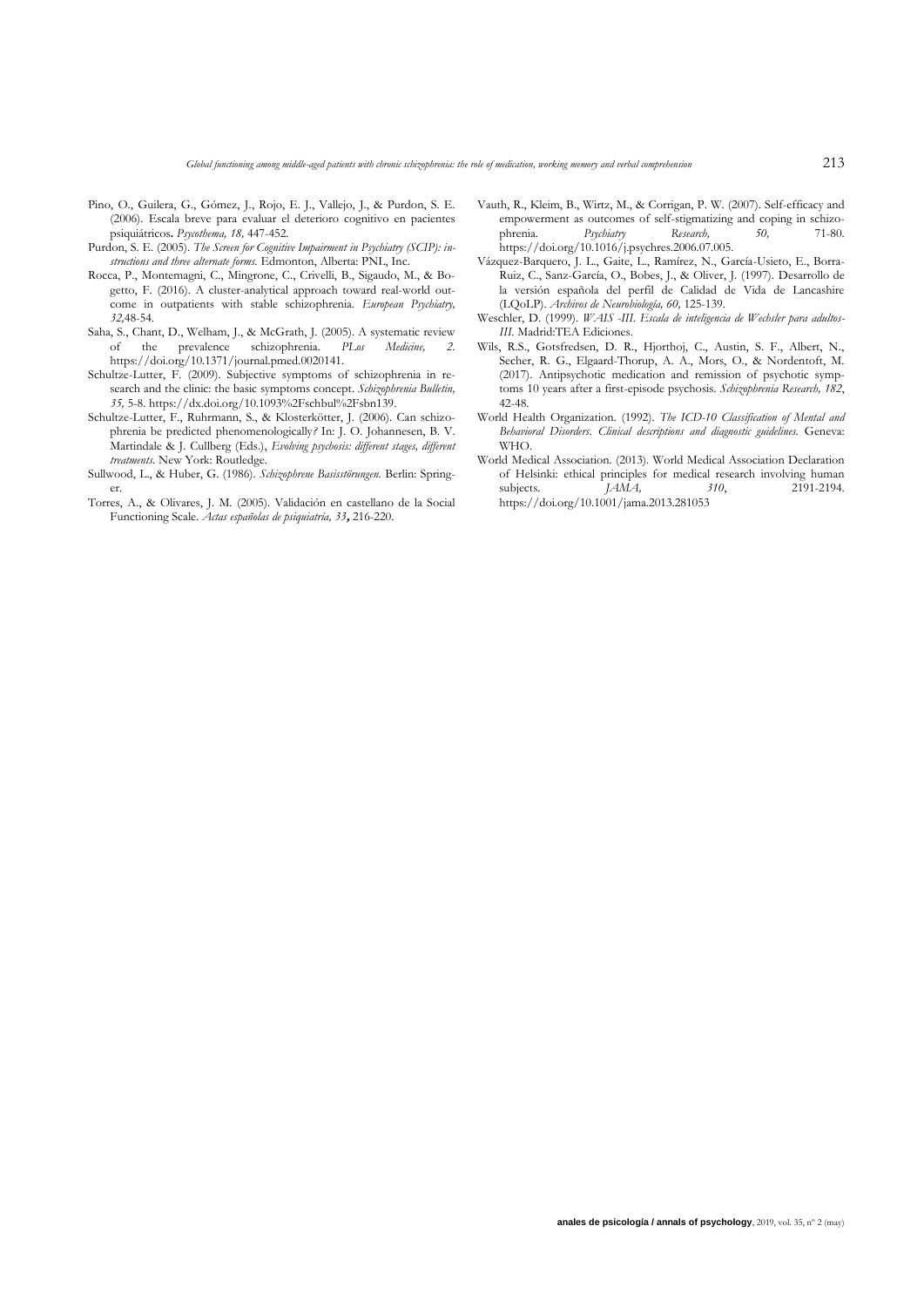Pino, O., Guilera, G., Gómez, J., Rojo, E. J., Vallejo, J., & Purdon, S. E. (2006). Escala breve para evaluar el deterioro cognitivo en pacientes psiquiátricos**.** *Psycothema, 18,* 447-452.

Purdon, S. E. (2005). *The Screen for Cognitive Impairment in Psychiatry (SCIP): instructions and three alternate forms.* Edmonton, Alberta: PNL, Inc.

Rocca, P., Montemagni, C., Mingrone, C., Crivelli, B., Sigaudo, M., & Bogetto, F. (2016). A cluster-analytical approach toward real-world outcome in outpatients with stable schizophrenia. *European Psychiatry, 32,*48-54.

Saha, S., Chant, D., Welham, J., & McGrath, J. (2005). A systematic review of the prevalence schizophrenia. *PLos Medicine, 2.* https://doi.org/10.1371/journal.pmed.0020141.

Schultze-Lutter, F. (2009). Subjective symptoms of schizophrenia in research and the clinic: the basic symptoms concept. *Schizophrenia Bulletin, 35,* 5-8. https://dx.doi.org/10.1093%2Fschbul%2Fsbn139.

Schultze-Lutter, F., Ruhrmann, S., & Klosterkötter, J. (2006). Can schizophrenia be predicted phenomenologically*?* In: J. O. Johannesen, B. V. Martindale & J. Cullberg (Eds.), *Evolving psychosis: different stages, different treatments.* New York: Routledge.

Sullwood, L., & Huber, G. (1986). *Schizophrene Basisstörungen.* Berlin: Springer.

Torres, A., & Olivares, J. M. (2005). Validación en castellano de la Social Functioning Scale. *Actas españolas de psiquiatría, 33***,** 216-220.

Vauth, R., Kleim, B., Wirtz, M., & Corrigan, P. W. (2007). Self-efficacy and empowerment as outcomes of self-stigmatizing and coping in schizophrenia. *Psychiatry Research, 50,* 71-80. https://doi.org/10.1016/j.psychres.2006.07.005.

Vázquez-Barquero, J. L., Gaite, L., Ramírez, N., García-Usieto, E., Borra-Ruiz, C., Sanz-García, O., Bobes, J., & Oliver, J. (1997). Desarrollo de la versión española del perfil de Calidad de Vida de Lancashire (LQoLP). *Archivos de Neurobiología, 60,* 125-139.

Weschler, D. (1999). *WAIS -III. Escala de inteligencia de Wechsler para adultos-III.* Madrid:TEA Ediciones.

Wils, R.S., Gotsfredsen, D. R., Hjorthoj, C., Austin, S. F., Albert, N., Secher, R. G., Elgaard-Thorup, A. A., Mors, O., & Nordentoft, M. (2017). Antipsychotic medication and remission of psychotic symptoms 10 years after a first-episode psychosis. *Schizophrenia Research, 182*, 42-48.

World Health Organization. (1992). *The ICD-10 Classification of Mental and Behavioral Disorders. Clinical descriptions and diagnostic guidelines.* Geneva: WHO.

World Medical Association. (2013). World Medical Association Declaration of Helsinki: ethical principles for medical research involving human subjects. *JAMA, 310*, 2191-2194. https://doi.org/10.1001/jama.2013.281053